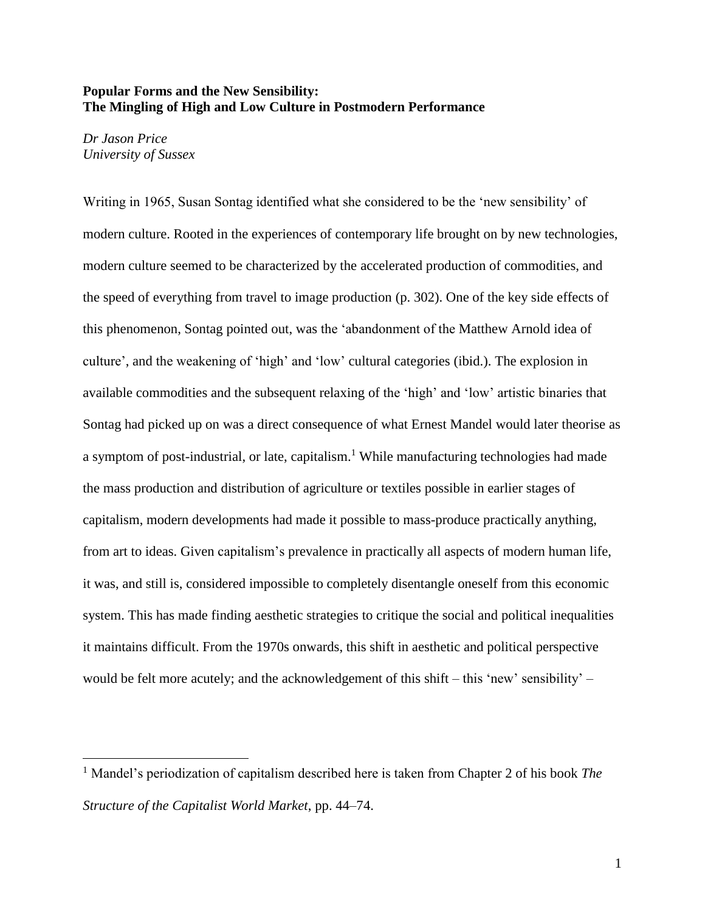**Popular Forms and the New Sensibility:**
**The Mingling of High and Low Culture in Postmodern Performance**

*Dr Jason Price*
*University of Sussex*

Writing in 1965, Susan Sontag identified what she considered to be the 'new sensibility' of modern culture. Rooted in the experiences of contemporary life brought on by new technologies, modern culture seemed to be characterized by the accelerated production of commodities, and the speed of everything from travel to image production (p. 302). One of the key side effects of this phenomenon, Sontag pointed out, was the 'abandonment of the Matthew Arnold idea of culture', and the weakening of 'high' and 'low' cultural categories (ibid.). The explosion in available commodities and the subsequent relaxing of the 'high' and 'low' artistic binaries that Sontag had picked up on was a direct consequence of what Ernest Mandel would later theorise as a symptom of post-industrial, or late, capitalism.[1] While manufacturing technologies had made the mass production and distribution of agriculture or textiles possible in earlier stages of capitalism, modern developments had made it possible to mass-produce practically anything, from art to ideas. Given capitalism's prevalence in practically all aspects of modern human life, it was, and still is, considered impossible to completely disentangle oneself from this economic system. This has made finding aesthetic strategies to critique the social and political inequalities it maintains difficult. From the 1970s onwards, this shift in aesthetic and political perspective would be felt more acutely; and the acknowledgement of this shift – this 'new' sensibility' –

[1] Mandel's periodization of capitalism described here is taken from Chapter 2 of his book *The Structure of the Capitalist World Market*, pp. 44–74.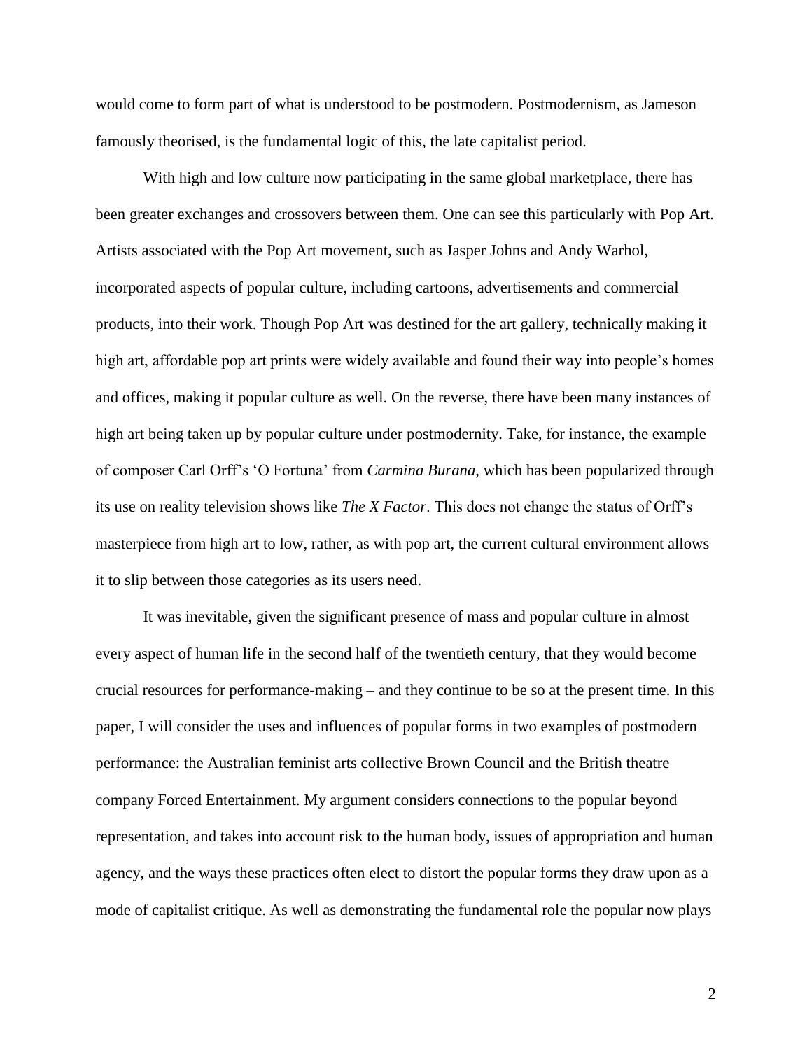would come to form part of what is understood to be postmodern. Postmodernism, as Jameson famously theorised, is the fundamental logic of this, the late capitalist period.

With high and low culture now participating in the same global marketplace, there has been greater exchanges and crossovers between them. One can see this particularly with Pop Art. Artists associated with the Pop Art movement, such as Jasper Johns and Andy Warhol, incorporated aspects of popular culture, including cartoons, advertisements and commercial products, into their work. Though Pop Art was destined for the art gallery, technically making it high art, affordable pop art prints were widely available and found their way into people's homes and offices, making it popular culture as well. On the reverse, there have been many instances of high art being taken up by popular culture under postmodernity. Take, for instance, the example of composer Carl Orff's 'O Fortuna' from *Carmina Burana*, which has been popularized through its use on reality television shows like *The X Factor*. This does not change the status of Orff's masterpiece from high art to low, rather, as with pop art, the current cultural environment allows it to slip between those categories as its users need.

It was inevitable, given the significant presence of mass and popular culture in almost every aspect of human life in the second half of the twentieth century, that they would become crucial resources for performance-making – and they continue to be so at the present time. In this paper, I will consider the uses and influences of popular forms in two examples of postmodern performance: the Australian feminist arts collective Brown Council and the British theatre company Forced Entertainment. My argument considers connections to the popular beyond representation, and takes into account risk to the human body, issues of appropriation and human agency, and the ways these practices often elect to distort the popular forms they draw upon as a mode of capitalist critique. As well as demonstrating the fundamental role the popular now plays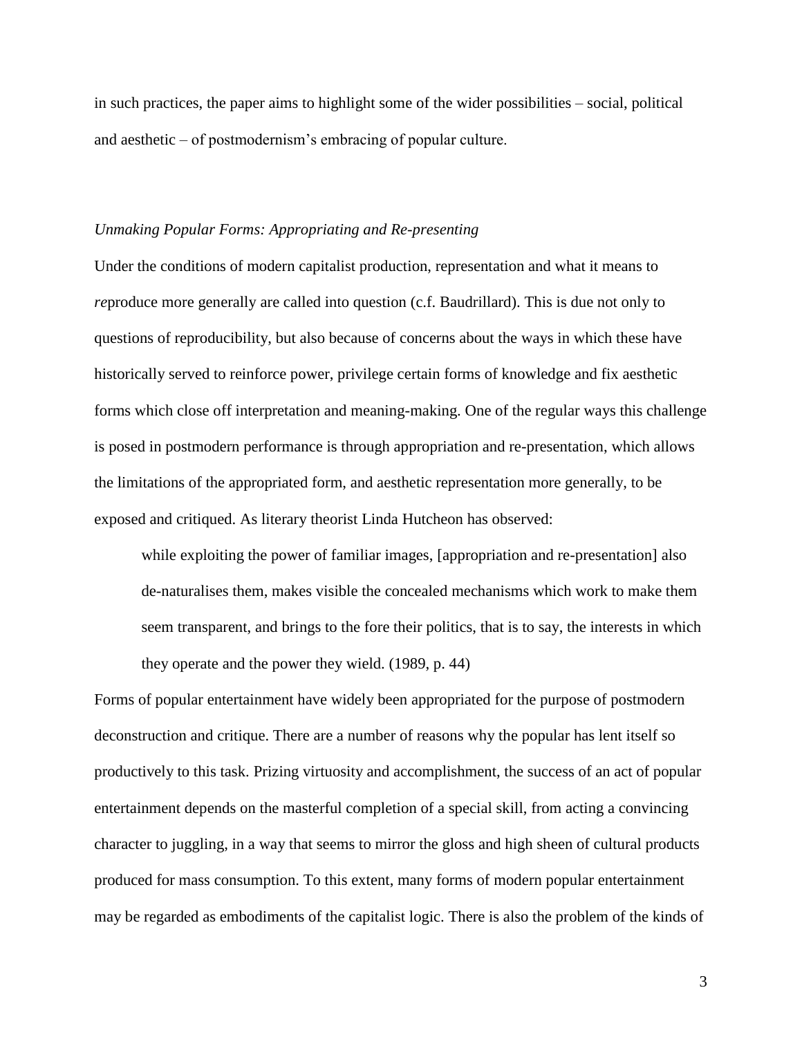in such practices, the paper aims to highlight some of the wider possibilities – social, political and aesthetic – of postmodernism's embracing of popular culture.

### *Unmaking Popular Forms: Appropriating and Re-presenting*

Under the conditions of modern capitalist production, representation and what it means to *re*produce more generally are called into question (c.f. Baudrillard). This is due not only to questions of reproducibility, but also because of concerns about the ways in which these have historically served to reinforce power, privilege certain forms of knowledge and fix aesthetic forms which close off interpretation and meaning-making. One of the regular ways this challenge is posed in postmodern performance is through appropriation and re-presentation, which allows the limitations of the appropriated form, and aesthetic representation more generally, to be exposed and critiqued. As literary theorist Linda Hutcheon has observed:

> while exploiting the power of familiar images, [appropriation and re-presentation] also de-naturalises them, makes visible the concealed mechanisms which work to make them seem transparent, and brings to the fore their politics, that is to say, the interests in which they operate and the power they wield. (1989, p. 44)

Forms of popular entertainment have widely been appropriated for the purpose of postmodern deconstruction and critique. There are a number of reasons why the popular has lent itself so productively to this task. Prizing virtuosity and accomplishment, the success of an act of popular entertainment depends on the masterful completion of a special skill, from acting a convincing character to juggling, in a way that seems to mirror the gloss and high sheen of cultural products produced for mass consumption. To this extent, many forms of modern popular entertainment may be regarded as embodiments of the capitalist logic. There is also the problem of the kinds of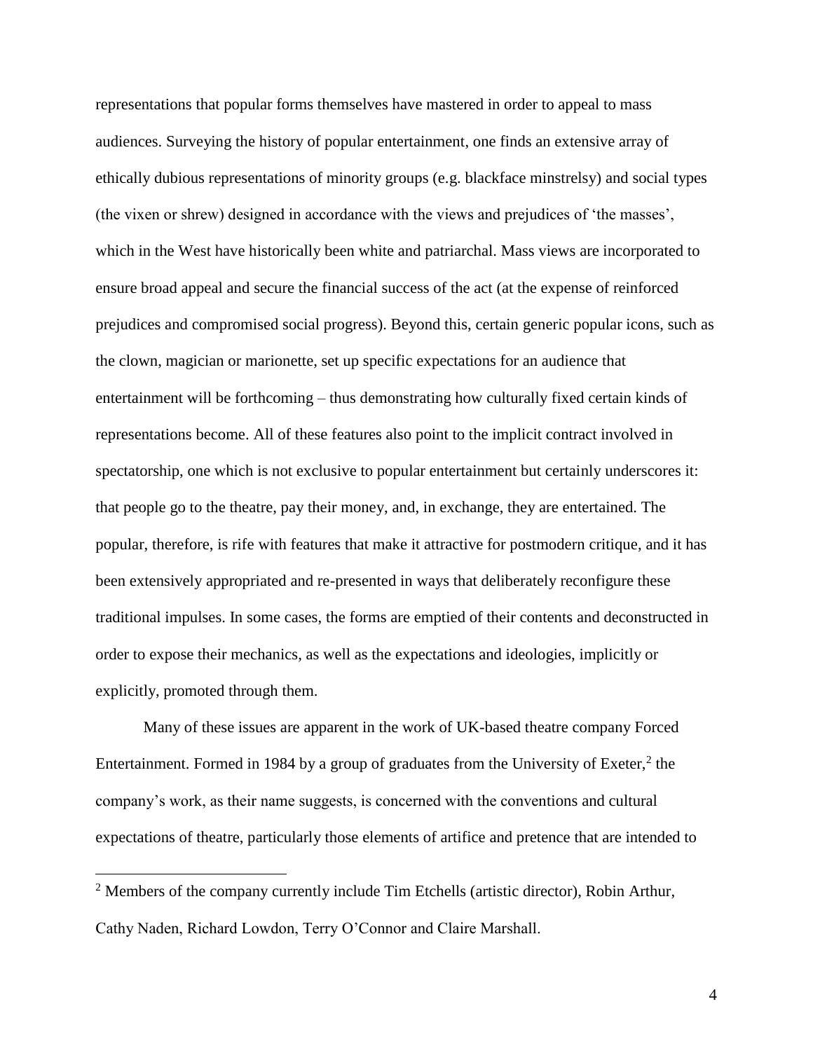representations that popular forms themselves have mastered in order to appeal to mass audiences. Surveying the history of popular entertainment, one finds an extensive array of ethically dubious representations of minority groups (e.g. blackface minstrelsy) and social types (the vixen or shrew) designed in accordance with the views and prejudices of 'the masses', which in the West have historically been white and patriarchal. Mass views are incorporated to ensure broad appeal and secure the financial success of the act (at the expense of reinforced prejudices and compromised social progress). Beyond this, certain generic popular icons, such as the clown, magician or marionette, set up specific expectations for an audience that entertainment will be forthcoming – thus demonstrating how culturally fixed certain kinds of representations become. All of these features also point to the implicit contract involved in spectatorship, one which is not exclusive to popular entertainment but certainly underscores it: that people go to the theatre, pay their money, and, in exchange, they are entertained. The popular, therefore, is rife with features that make it attractive for postmodern critique, and it has been extensively appropriated and re-presented in ways that deliberately reconfigure these traditional impulses. In some cases, the forms are emptied of their contents and deconstructed in order to expose their mechanics, as well as the expectations and ideologies, implicitly or explicitly, promoted through them.

Many of these issues are apparent in the work of UK-based theatre company Forced Entertainment. Formed in 1984 by a group of graduates from the University of Exeter,[2] the company's work, as their name suggests, is concerned with the conventions and cultural expectations of theatre, particularly those elements of artifice and pretence that are intended to

[2] Members of the company currently include Tim Etchells (artistic director), Robin Arthur, Cathy Naden, Richard Lowdon, Terry O'Connor and Claire Marshall.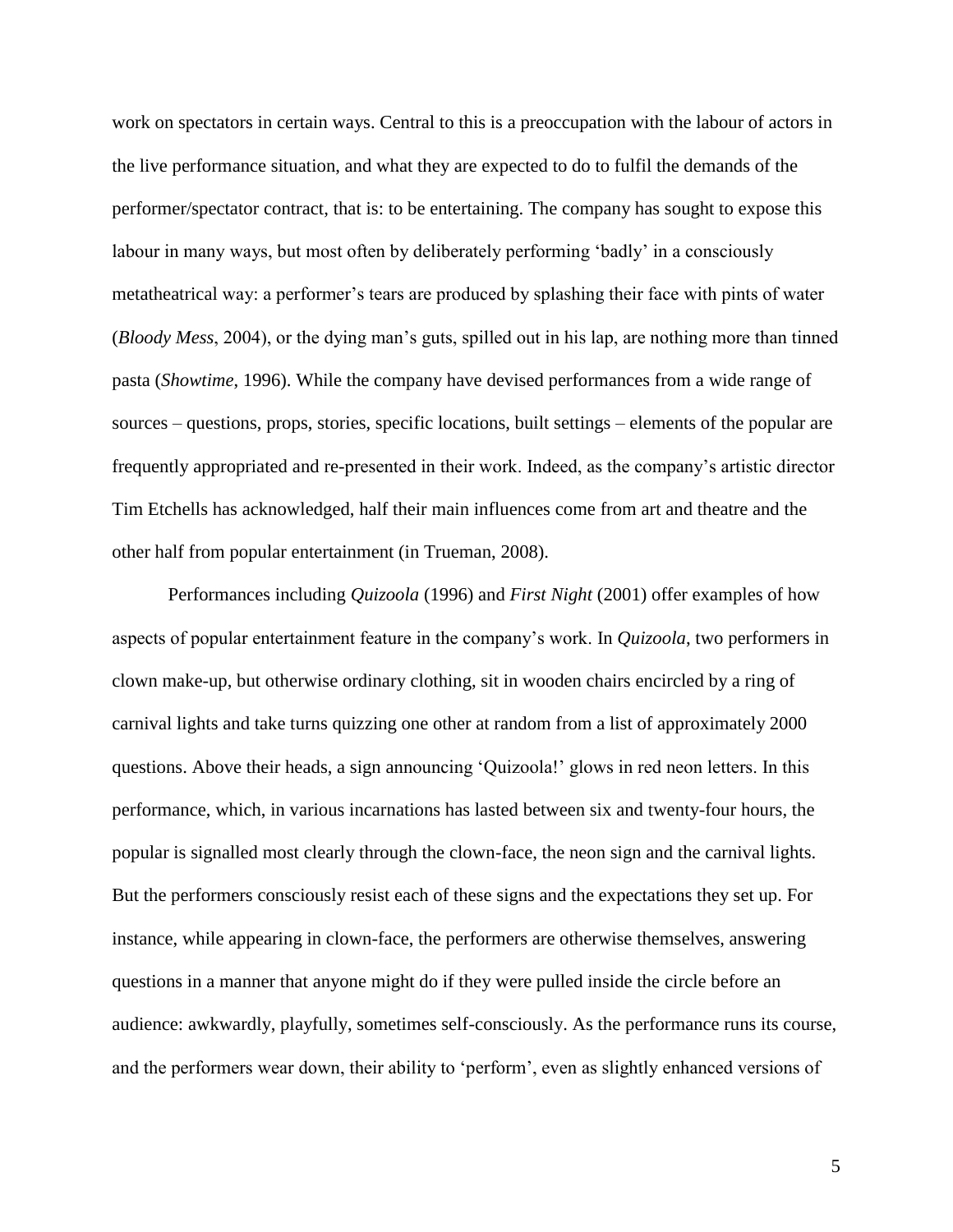work on spectators in certain ways. Central to this is a preoccupation with the labour of actors in the live performance situation, and what they are expected to do to fulfil the demands of the performer/spectator contract, that is: to be entertaining. The company has sought to expose this labour in many ways, but most often by deliberately performing 'badly' in a consciously metatheatrical way: a performer's tears are produced by splashing their face with pints of water (*Bloody Mess*, 2004), or the dying man's guts, spilled out in his lap, are nothing more than tinned pasta (*Showtime*, 1996). While the company have devised performances from a wide range of sources – questions, props, stories, specific locations, built settings – elements of the popular are frequently appropriated and re-presented in their work. Indeed, as the company's artistic director Tim Etchells has acknowledged, half their main influences come from art and theatre and the other half from popular entertainment (in Trueman, 2008).

Performances including *Quizoola* (1996) and *First Night* (2001) offer examples of how aspects of popular entertainment feature in the company's work. In *Quizoola*, two performers in clown make-up, but otherwise ordinary clothing, sit in wooden chairs encircled by a ring of carnival lights and take turns quizzing one other at random from a list of approximately 2000 questions. Above their heads, a sign announcing 'Quizoola!' glows in red neon letters. In this performance, which, in various incarnations has lasted between six and twenty-four hours, the popular is signalled most clearly through the clown-face, the neon sign and the carnival lights. But the performers consciously resist each of these signs and the expectations they set up. For instance, while appearing in clown-face, the performers are otherwise themselves, answering questions in a manner that anyone might do if they were pulled inside the circle before an audience: awkwardly, playfully, sometimes self-consciously. As the performance runs its course, and the performers wear down, their ability to 'perform', even as slightly enhanced versions of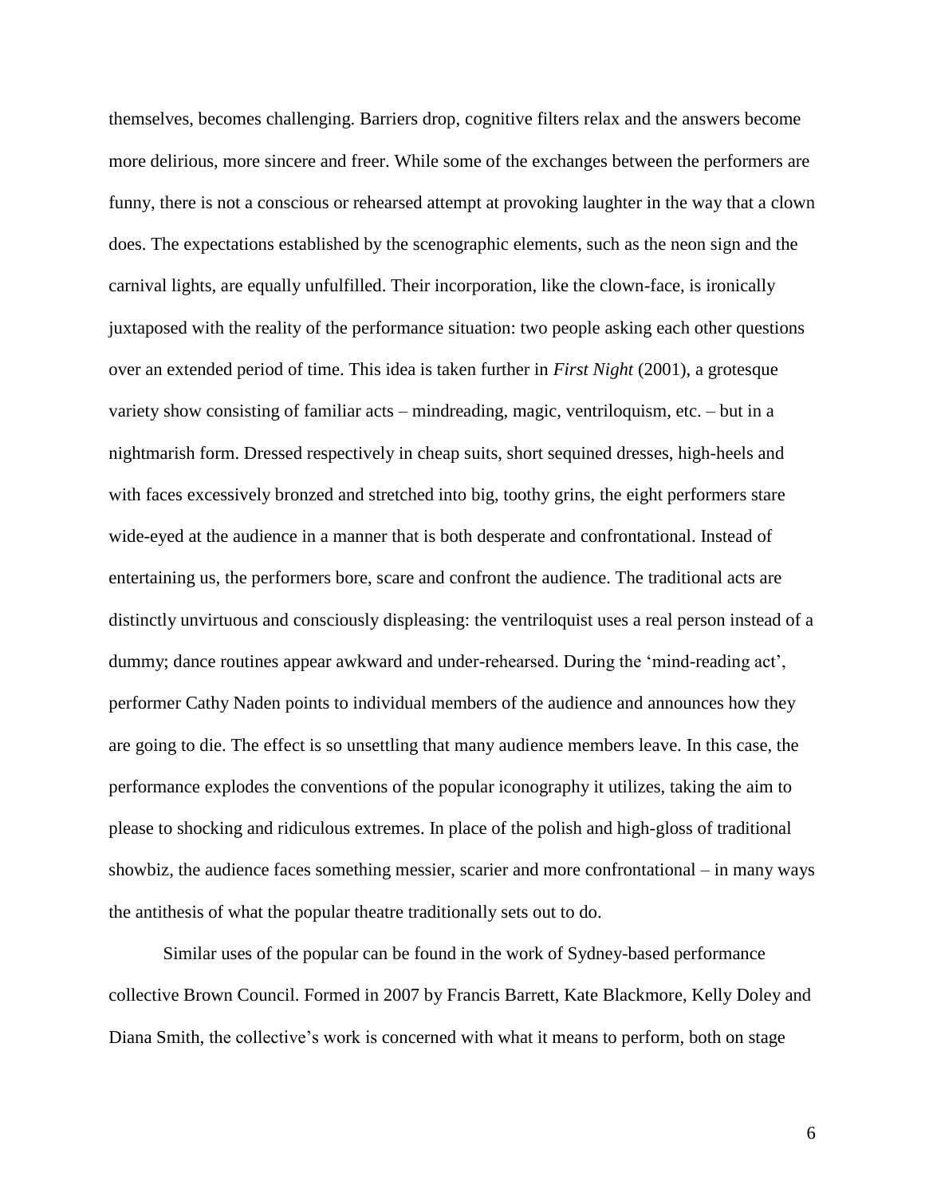themselves, becomes challenging. Barriers drop, cognitive filters relax and the answers become more delirious, more sincere and freer. While some of the exchanges between the performers are funny, there is not a conscious or rehearsed attempt at provoking laughter in the way that a clown does. The expectations established by the scenographic elements, such as the neon sign and the carnival lights, are equally unfulfilled. Their incorporation, like the clown-face, is ironically juxtaposed with the reality of the performance situation: two people asking each other questions over an extended period of time. This idea is taken further in *First Night* (2001), a grotesque variety show consisting of familiar acts – mindreading, magic, ventriloquism, etc. – but in a nightmarish form. Dressed respectively in cheap suits, short sequined dresses, high-heels and with faces excessively bronzed and stretched into big, toothy grins, the eight performers stare wide-eyed at the audience in a manner that is both desperate and confrontational. Instead of entertaining us, the performers bore, scare and confront the audience. The traditional acts are distinctly unvirtuous and consciously displeasing: the ventriloquist uses a real person instead of a dummy; dance routines appear awkward and under-rehearsed. During the 'mind-reading act', performer Cathy Naden points to individual members of the audience and announces how they are going to die. The effect is so unsettling that many audience members leave. In this case, the performance explodes the conventions of the popular iconography it utilizes, taking the aim to please to shocking and ridiculous extremes. In place of the polish and high-gloss of traditional showbiz, the audience faces something messier, scarier and more confrontational – in many ways the antithesis of what the popular theatre traditionally sets out to do.

Similar uses of the popular can be found in the work of Sydney-based performance collective Brown Council. Formed in 2007 by Francis Barrett, Kate Blackmore, Kelly Doley and Diana Smith, the collective's work is concerned with what it means to perform, both on stage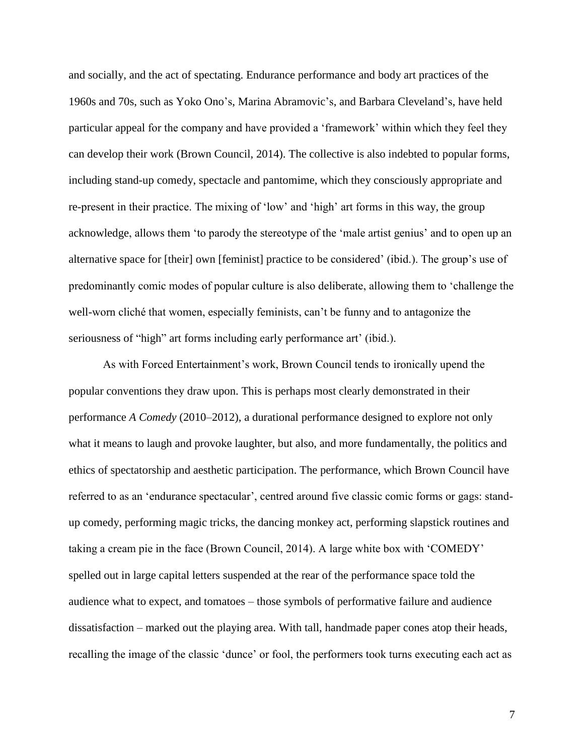and socially, and the act of spectating. Endurance performance and body art practices of the 1960s and 70s, such as Yoko Ono's, Marina Abramovic's, and Barbara Cleveland's, have held particular appeal for the company and have provided a 'framework' within which they feel they can develop their work (Brown Council, 2014). The collective is also indebted to popular forms, including stand-up comedy, spectacle and pantomime, which they consciously appropriate and re-present in their practice. The mixing of 'low' and 'high' art forms in this way, the group acknowledge, allows them 'to parody the stereotype of the 'male artist genius' and to open up an alternative space for [their] own [feminist] practice to be considered' (ibid.). The group's use of predominantly comic modes of popular culture is also deliberate, allowing them to 'challenge the well-worn cliché that women, especially feminists, can't be funny and to antagonize the seriousness of "high" art forms including early performance art' (ibid.).

As with Forced Entertainment's work, Brown Council tends to ironically upend the popular conventions they draw upon. This is perhaps most clearly demonstrated in their performance *A Comedy* (2010–2012), a durational performance designed to explore not only what it means to laugh and provoke laughter, but also, and more fundamentally, the politics and ethics of spectatorship and aesthetic participation. The performance, which Brown Council have referred to as an 'endurance spectacular', centred around five classic comic forms or gags: stand-up comedy, performing magic tricks, the dancing monkey act, performing slapstick routines and taking a cream pie in the face (Brown Council, 2014). A large white box with 'COMEDY' spelled out in large capital letters suspended at the rear of the performance space told the audience what to expect, and tomatoes – those symbols of performative failure and audience dissatisfaction – marked out the playing area. With tall, handmade paper cones atop their heads, recalling the image of the classic 'dunce' or fool, the performers took turns executing each act as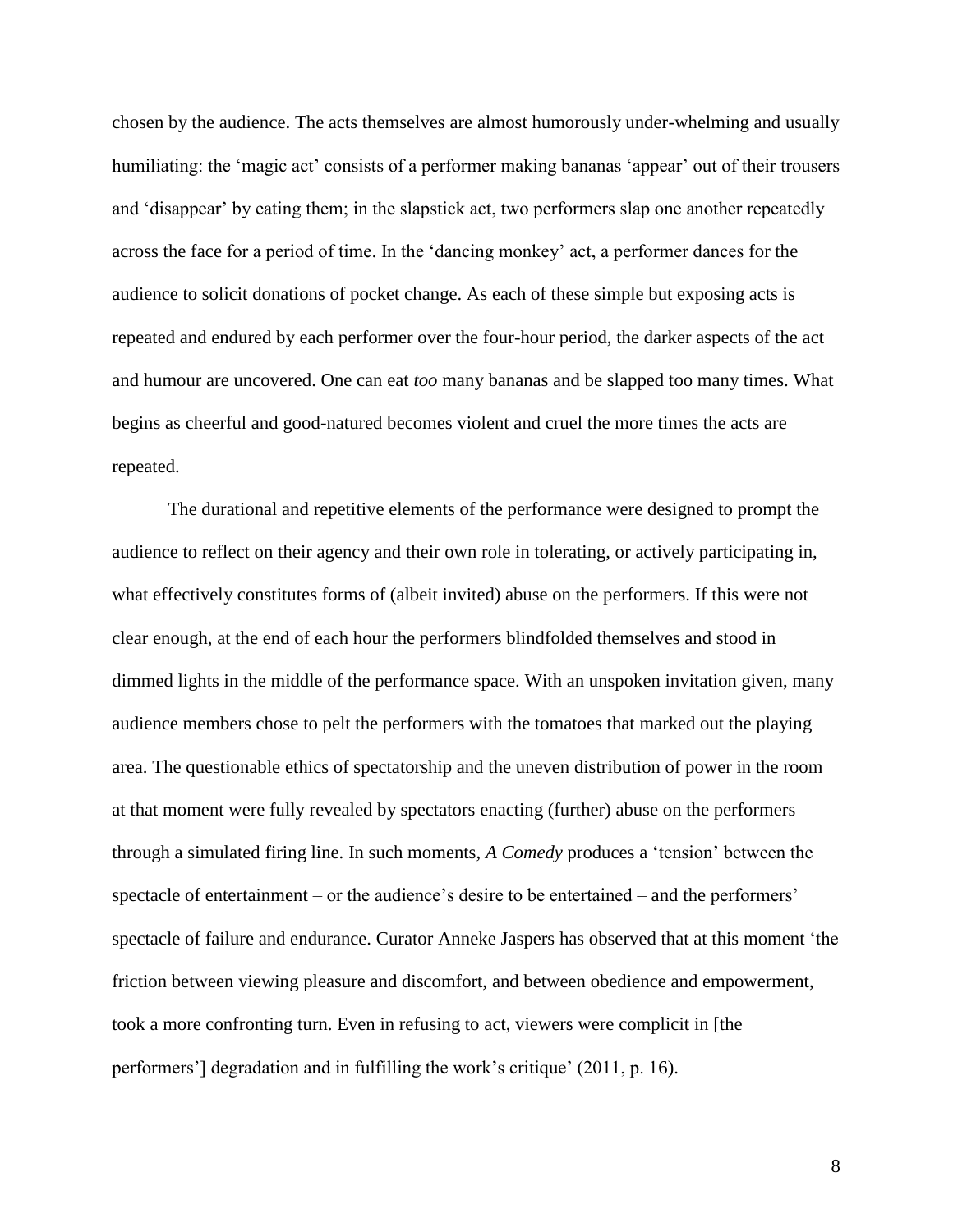chosen by the audience. The acts themselves are almost humorously under-whelming and usually humiliating: the 'magic act' consists of a performer making bananas 'appear' out of their trousers and 'disappear' by eating them; in the slapstick act, two performers slap one another repeatedly across the face for a period of time. In the 'dancing monkey' act, a performer dances for the audience to solicit donations of pocket change. As each of these simple but exposing acts is repeated and endured by each performer over the four-hour period, the darker aspects of the act and humour are uncovered. One can eat *too* many bananas and be slapped too many times. What begins as cheerful and good-natured becomes violent and cruel the more times the acts are repeated.

The durational and repetitive elements of the performance were designed to prompt the audience to reflect on their agency and their own role in tolerating, or actively participating in, what effectively constitutes forms of (albeit invited) abuse on the performers. If this were not clear enough, at the end of each hour the performers blindfolded themselves and stood in dimmed lights in the middle of the performance space. With an unspoken invitation given, many audience members chose to pelt the performers with the tomatoes that marked out the playing area. The questionable ethics of spectatorship and the uneven distribution of power in the room at that moment were fully revealed by spectators enacting (further) abuse on the performers through a simulated firing line. In such moments, *A Comedy* produces a 'tension' between the spectacle of entertainment – or the audience's desire to be entertained – and the performers' spectacle of failure and endurance. Curator Anneke Jaspers has observed that at this moment 'the friction between viewing pleasure and discomfort, and between obedience and empowerment, took a more confronting turn. Even in refusing to act, viewers were complicit in [the performers'] degradation and in fulfilling the work's critique' (2011, p. 16).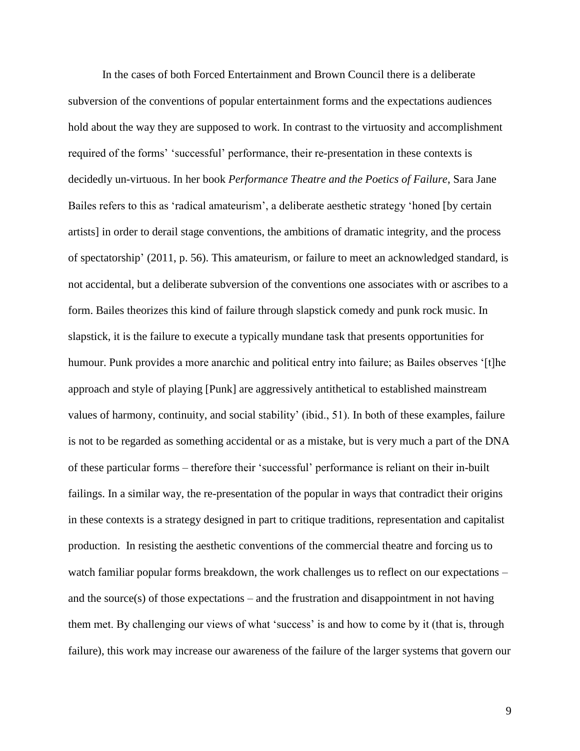In the cases of both Forced Entertainment and Brown Council there is a deliberate subversion of the conventions of popular entertainment forms and the expectations audiences hold about the way they are supposed to work. In contrast to the virtuosity and accomplishment required of the forms' 'successful' performance, their re-presentation in these contexts is decidedly un-virtuous. In her book *Performance Theatre and the Poetics of Failure*, Sara Jane Bailes refers to this as 'radical amateurism', a deliberate aesthetic strategy 'honed [by certain artists] in order to derail stage conventions, the ambitions of dramatic integrity, and the process of spectatorship' (2011, p. 56). This amateurism, or failure to meet an acknowledged standard, is not accidental, but a deliberate subversion of the conventions one associates with or ascribes to a form. Bailes theorizes this kind of failure through slapstick comedy and punk rock music. In slapstick, it is the failure to execute a typically mundane task that presents opportunities for humour. Punk provides a more anarchic and political entry into failure; as Bailes observes '[t]he approach and style of playing [Punk] are aggressively antithetical to established mainstream values of harmony, continuity, and social stability' (ibid., 51). In both of these examples, failure is not to be regarded as something accidental or as a mistake, but is very much a part of the DNA of these particular forms – therefore their 'successful' performance is reliant on their in-built failings. In a similar way, the re-presentation of the popular in ways that contradict their origins in these contexts is a strategy designed in part to critique traditions, representation and capitalist production. In resisting the aesthetic conventions of the commercial theatre and forcing us to watch familiar popular forms breakdown, the work challenges us to reflect on our expectations – and the source(s) of those expectations – and the frustration and disappointment in not having them met. By challenging our views of what 'success' is and how to come by it (that is, through failure), this work may increase our awareness of the failure of the larger systems that govern our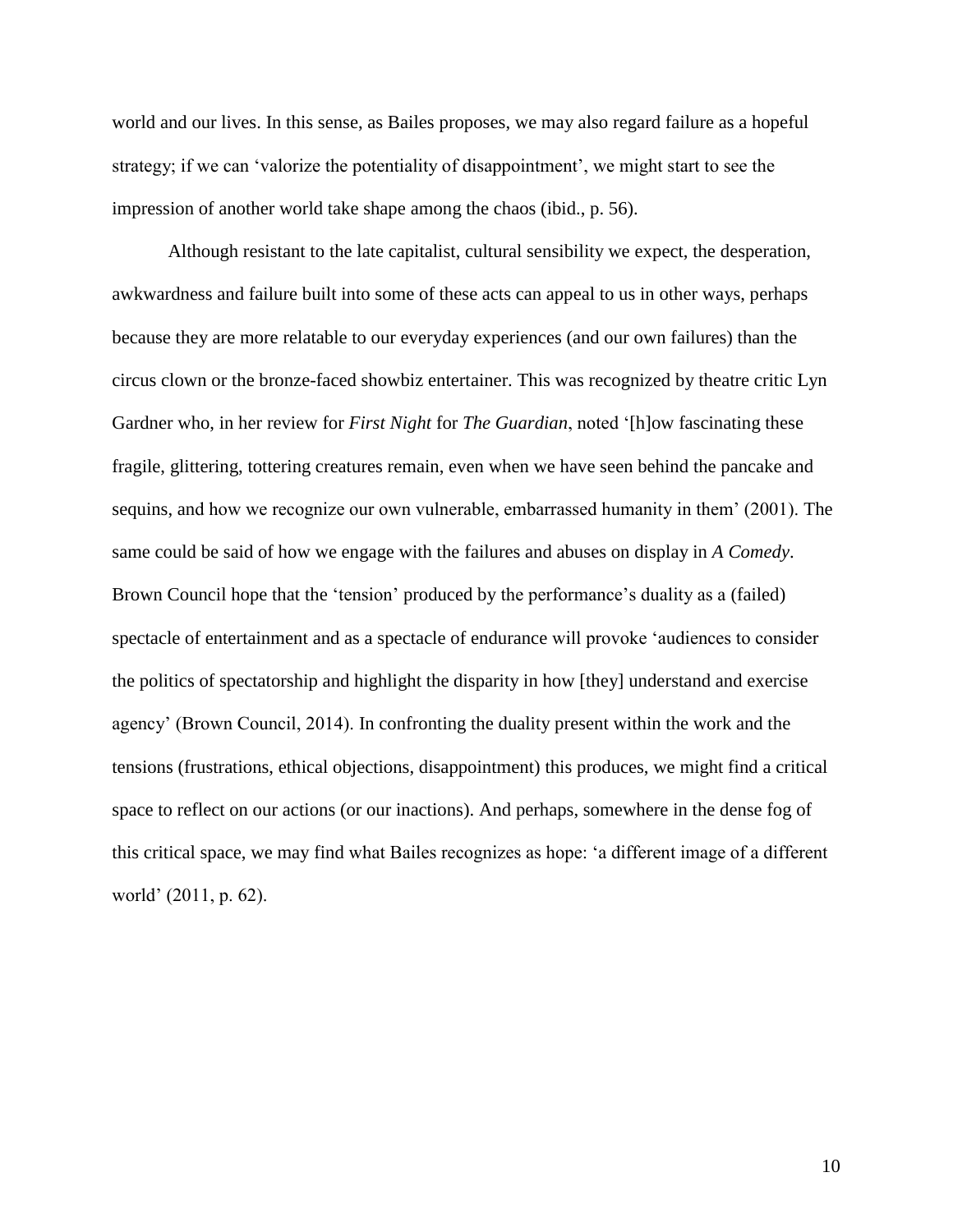world and our lives. In this sense, as Bailes proposes, we may also regard failure as a hopeful strategy; if we can 'valorize the potentiality of disappointment', we might start to see the impression of another world take shape among the chaos (ibid., p. 56).

Although resistant to the late capitalist, cultural sensibility we expect, the desperation, awkwardness and failure built into some of these acts can appeal to us in other ways, perhaps because they are more relatable to our everyday experiences (and our own failures) than the circus clown or the bronze-faced showbiz entertainer. This was recognized by theatre critic Lyn Gardner who, in her review for *First Night* for *The Guardian*, noted '[h]ow fascinating these fragile, glittering, tottering creatures remain, even when we have seen behind the pancake and sequins, and how we recognize our own vulnerable, embarrassed humanity in them' (2001). The same could be said of how we engage with the failures and abuses on display in *A Comedy*. Brown Council hope that the 'tension' produced by the performance's duality as a (failed) spectacle of entertainment and as a spectacle of endurance will provoke 'audiences to consider the politics of spectatorship and highlight the disparity in how [they] understand and exercise agency' (Brown Council, 2014). In confronting the duality present within the work and the tensions (frustrations, ethical objections, disappointment) this produces, we might find a critical space to reflect on our actions (or our inactions). And perhaps, somewhere in the dense fog of this critical space, we may find what Bailes recognizes as hope: 'a different image of a different world' (2011, p. 62).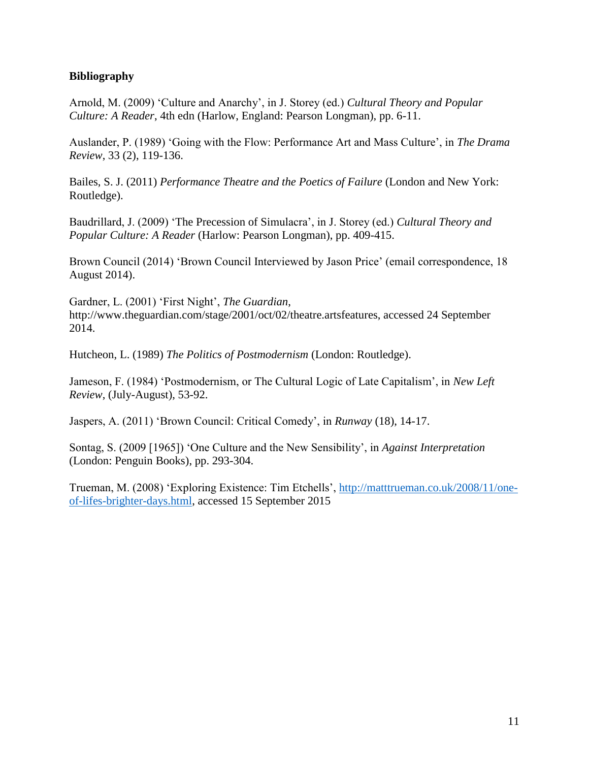**Bibliography**

Arnold, M. (2009) 'Culture and Anarchy', in J. Storey (ed.) *Cultural Theory and Popular Culture: A Reader*, 4th edn (Harlow, England: Pearson Longman), pp. 6-11.

Auslander, P. (1989) 'Going with the Flow: Performance Art and Mass Culture', in *The Drama Review*, 33 (2), 119-136.

Bailes, S. J. (2011) *Performance Theatre and the Poetics of Failure* (London and New York: Routledge).

Baudrillard, J. (2009) 'The Precession of Simulacra', in J. Storey (ed.) *Cultural Theory and Popular Culture: A Reader* (Harlow: Pearson Longman), pp. 409-415.

Brown Council (2014) 'Brown Council Interviewed by Jason Price' (email correspondence, 18 August 2014).

Gardner, L. (2001) 'First Night', *The Guardian*, http://www.theguardian.com/stage/2001/oct/02/theatre.artsfeatures, accessed 24 September 2014.

Hutcheon, L. (1989) *The Politics of Postmodernism* (London: Routledge).

Jameson, F. (1984) 'Postmodernism, or The Cultural Logic of Late Capitalism', in *New Left Review*, (July-August), 53-92.

Jaspers, A. (2011) 'Brown Council: Critical Comedy', in *Runway* (18), 14-17.

Sontag, S. (2009 [1965]) 'One Culture and the New Sensibility', in *Against Interpretation* (London: Penguin Books), pp. 293-304.

Trueman, M. (2008) 'Exploring Existence: Tim Etchells', http://matttrueman.co.uk/2008/11/one-of-lifes-brighter-days.html, accessed 15 September 2015